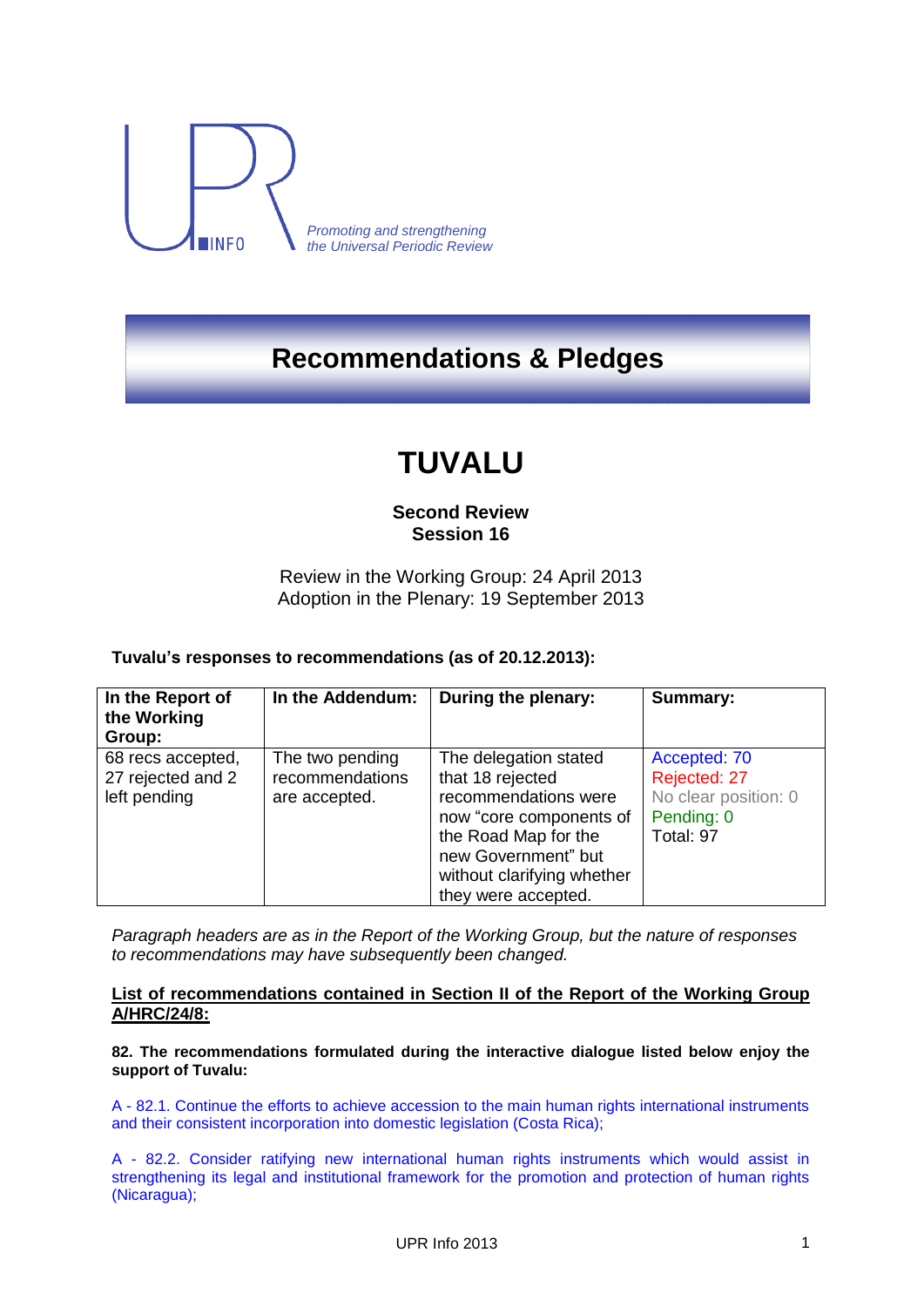UPR INFO

*Promoting and strengthening the Universal Periodic Review*

# Recommendations & Pledges

# TUVALU

**Second Review**
**Session 16**

Review in the Working Group: 24 April 2013
Adoption in the Plenary: 19 September 2013

**Tuvalu's responses to recommendations (as of 20.12.2013):**

| In the Report of the Working Group: | In the Addendum: | During the plenary: | Summary: |
|---|---|---|---|
| 68 recs accepted, 27 rejected and 2 left pending | The two pending recommendations are accepted. | The delegation stated that 18 rejected recommendations were now "core components of the Road Map for the new Government" but without clarifying whether they were accepted. | Accepted: 70<br>Rejected: 27<br>No clear position: 0<br>Pending: 0<br>Total: 97 |

*Paragraph headers are as in the Report of the Working Group, but the nature of responses to recommendations may have subsequently been changed.*

**List of recommendations contained in Section II of the Report of the Working Group A/HRC/24/8:**

**82. The recommendations formulated during the interactive dialogue listed below enjoy the support of Tuvalu:**

A - 82.1. Continue the efforts to achieve accession to the main human rights international instruments and their consistent incorporation into domestic legislation (Costa Rica);

A - 82.2. Consider ratifying new international human rights instruments which would assist in strengthening its legal and institutional framework for the promotion and protection of human rights (Nicaragua);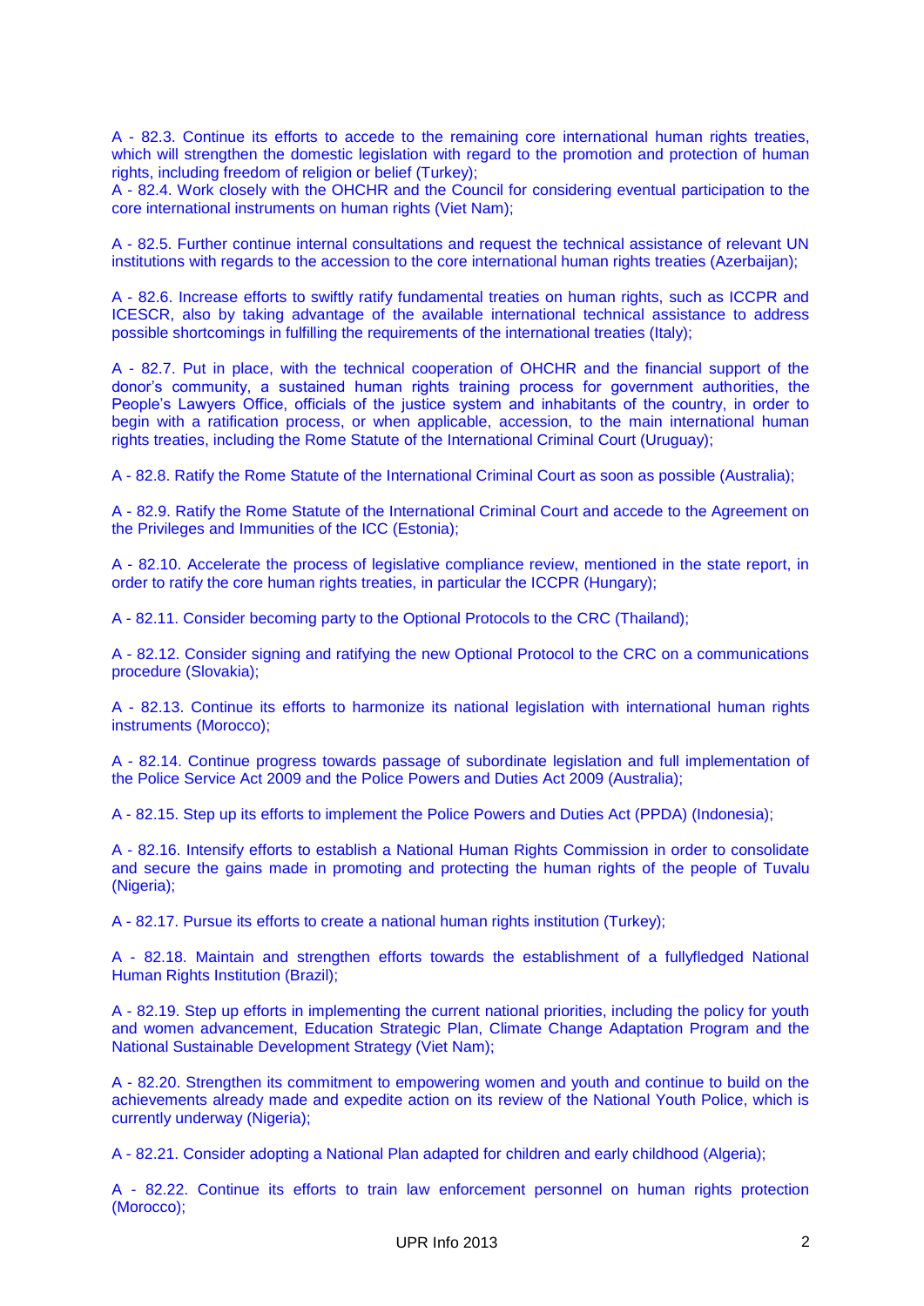A - 82.3. Continue its efforts to accede to the remaining core international human rights treaties, which will strengthen the domestic legislation with regard to the promotion and protection of human rights, including freedom of religion or belief (Turkey);
A - 82.4. Work closely with the OHCHR and the Council for considering eventual participation to the core international instruments on human rights (Viet Nam);

A - 82.5. Further continue internal consultations and request the technical assistance of relevant UN institutions with regards to the accession to the core international human rights treaties (Azerbaijan);

A - 82.6. Increase efforts to swiftly ratify fundamental treaties on human rights, such as ICCPR and ICESCR, also by taking advantage of the available international technical assistance to address possible shortcomings in fulfilling the requirements of the international treaties (Italy);

A - 82.7. Put in place, with the technical cooperation of OHCHR and the financial support of the donor's community, a sustained human rights training process for government authorities, the People's Lawyers Office, officials of the justice system and inhabitants of the country, in order to begin with a ratification process, or when applicable, accession, to the main international human rights treaties, including the Rome Statute of the International Criminal Court (Uruguay);

A - 82.8. Ratify the Rome Statute of the International Criminal Court as soon as possible (Australia);

A - 82.9. Ratify the Rome Statute of the International Criminal Court and accede to the Agreement on the Privileges and Immunities of the ICC (Estonia);

A - 82.10. Accelerate the process of legislative compliance review, mentioned in the state report, in order to ratify the core human rights treaties, in particular the ICCPR (Hungary);

A - 82.11. Consider becoming party to the Optional Protocols to the CRC (Thailand);

A - 82.12. Consider signing and ratifying the new Optional Protocol to the CRC on a communications procedure (Slovakia);

A - 82.13. Continue its efforts to harmonize its national legislation with international human rights instruments (Morocco);

A - 82.14. Continue progress towards passage of subordinate legislation and full implementation of the Police Service Act 2009 and the Police Powers and Duties Act 2009 (Australia);

A - 82.15. Step up its efforts to implement the Police Powers and Duties Act (PPDA) (Indonesia);

A - 82.16. Intensify efforts to establish a National Human Rights Commission in order to consolidate and secure the gains made in promoting and protecting the human rights of the people of Tuvalu (Nigeria);

A - 82.17. Pursue its efforts to create a national human rights institution (Turkey);

A - 82.18. Maintain and strengthen efforts towards the establishment of a fullyfledged National Human Rights Institution (Brazil);

A - 82.19. Step up efforts in implementing the current national priorities, including the policy for youth and women advancement, Education Strategic Plan, Climate Change Adaptation Program and the National Sustainable Development Strategy (Viet Nam);

A - 82.20. Strengthen its commitment to empowering women and youth and continue to build on the achievements already made and expedite action on its review of the National Youth Police, which is currently underway (Nigeria);

A - 82.21. Consider adopting a National Plan adapted for children and early childhood (Algeria);

A - 82.22. Continue its efforts to train law enforcement personnel on human rights protection (Morocco);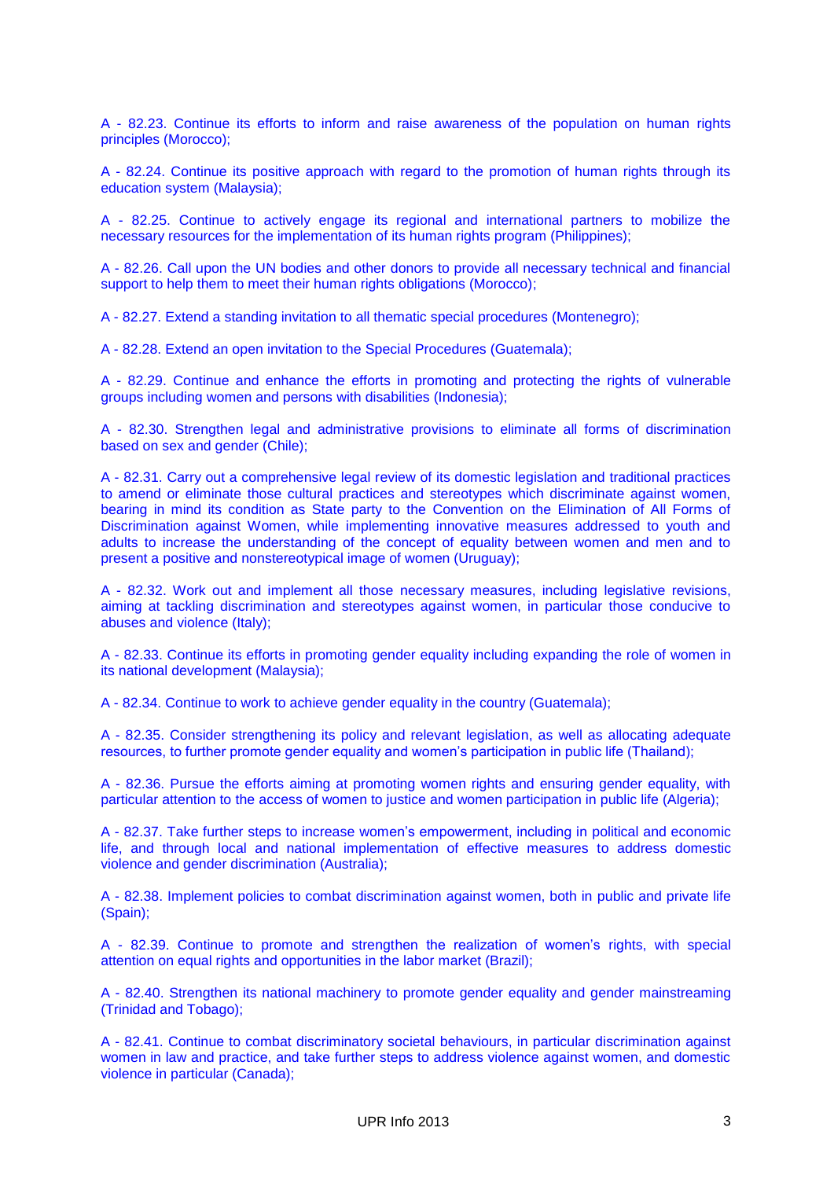A - 82.23. Continue its efforts to inform and raise awareness of the population on human rights principles (Morocco);

A - 82.24. Continue its positive approach with regard to the promotion of human rights through its education system (Malaysia);

A - 82.25. Continue to actively engage its regional and international partners to mobilize the necessary resources for the implementation of its human rights program (Philippines);

A - 82.26. Call upon the UN bodies and other donors to provide all necessary technical and financial support to help them to meet their human rights obligations (Morocco);

A - 82.27. Extend a standing invitation to all thematic special procedures (Montenegro);

A - 82.28. Extend an open invitation to the Special Procedures (Guatemala);

A - 82.29. Continue and enhance the efforts in promoting and protecting the rights of vulnerable groups including women and persons with disabilities (Indonesia);

A - 82.30. Strengthen legal and administrative provisions to eliminate all forms of discrimination based on sex and gender (Chile);

A - 82.31. Carry out a comprehensive legal review of its domestic legislation and traditional practices to amend or eliminate those cultural practices and stereotypes which discriminate against women, bearing in mind its condition as State party to the Convention on the Elimination of All Forms of Discrimination against Women, while implementing innovative measures addressed to youth and adults to increase the understanding of the concept of equality between women and men and to present a positive and nonstereotypical image of women (Uruguay);

A - 82.32. Work out and implement all those necessary measures, including legislative revisions, aiming at tackling discrimination and stereotypes against women, in particular those conducive to abuses and violence (Italy);

A - 82.33. Continue its efforts in promoting gender equality including expanding the role of women in its national development (Malaysia);

A - 82.34. Continue to work to achieve gender equality in the country (Guatemala);

A - 82.35. Consider strengthening its policy and relevant legislation, as well as allocating adequate resources, to further promote gender equality and women's participation in public life (Thailand);

A - 82.36. Pursue the efforts aiming at promoting women rights and ensuring gender equality, with particular attention to the access of women to justice and women participation in public life (Algeria);

A - 82.37. Take further steps to increase women's empowerment, including in political and economic life, and through local and national implementation of effective measures to address domestic violence and gender discrimination (Australia);

A - 82.38. Implement policies to combat discrimination against women, both in public and private life (Spain);

A - 82.39. Continue to promote and strengthen the realization of women's rights, with special attention on equal rights and opportunities in the labor market (Brazil);

A - 82.40. Strengthen its national machinery to promote gender equality and gender mainstreaming (Trinidad and Tobago);

A - 82.41. Continue to combat discriminatory societal behaviours, in particular discrimination against women in law and practice, and take further steps to address violence against women, and domestic violence in particular (Canada);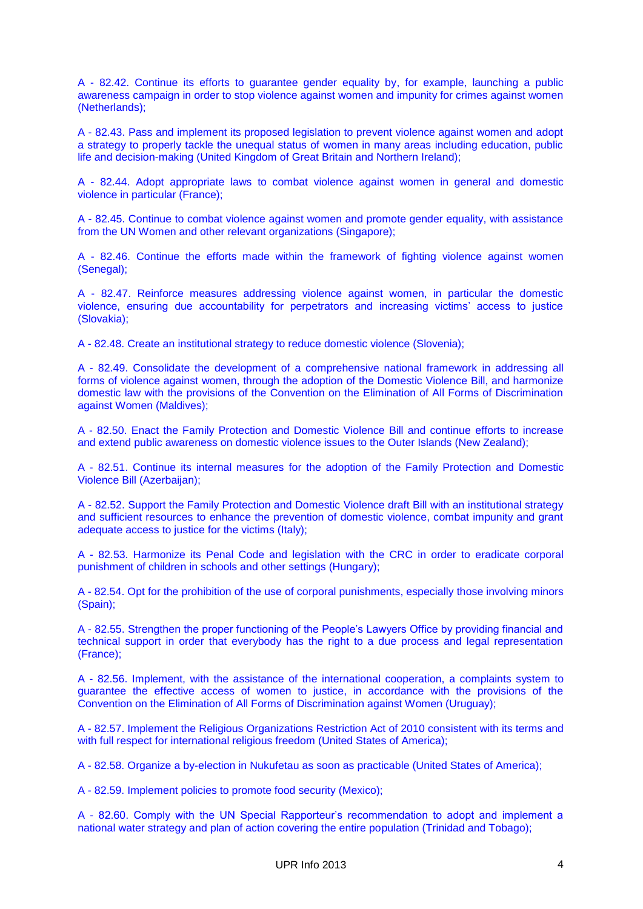A - 82.42. Continue its efforts to guarantee gender equality by, for example, launching a public awareness campaign in order to stop violence against women and impunity for crimes against women (Netherlands);

A - 82.43. Pass and implement its proposed legislation to prevent violence against women and adopt a strategy to properly tackle the unequal status of women in many areas including education, public life and decision-making (United Kingdom of Great Britain and Northern Ireland);

A - 82.44. Adopt appropriate laws to combat violence against women in general and domestic violence in particular (France);

A - 82.45. Continue to combat violence against women and promote gender equality, with assistance from the UN Women and other relevant organizations (Singapore);

A - 82.46. Continue the efforts made within the framework of fighting violence against women (Senegal);

A - 82.47. Reinforce measures addressing violence against women, in particular the domestic violence, ensuring due accountability for perpetrators and increasing victims' access to justice (Slovakia);

A - 82.48. Create an institutional strategy to reduce domestic violence (Slovenia);

A - 82.49. Consolidate the development of a comprehensive national framework in addressing all forms of violence against women, through the adoption of the Domestic Violence Bill, and harmonize domestic law with the provisions of the Convention on the Elimination of All Forms of Discrimination against Women (Maldives);

A - 82.50. Enact the Family Protection and Domestic Violence Bill and continue efforts to increase and extend public awareness on domestic violence issues to the Outer Islands (New Zealand);

A - 82.51. Continue its internal measures for the adoption of the Family Protection and Domestic Violence Bill (Azerbaijan);

A - 82.52. Support the Family Protection and Domestic Violence draft Bill with an institutional strategy and sufficient resources to enhance the prevention of domestic violence, combat impunity and grant adequate access to justice for the victims (Italy);

A - 82.53. Harmonize its Penal Code and legislation with the CRC in order to eradicate corporal punishment of children in schools and other settings (Hungary);

A - 82.54. Opt for the prohibition of the use of corporal punishments, especially those involving minors (Spain);

A - 82.55. Strengthen the proper functioning of the People's Lawyers Office by providing financial and technical support in order that everybody has the right to a due process and legal representation (France);

A - 82.56. Implement, with the assistance of the international cooperation, a complaints system to guarantee the effective access of women to justice, in accordance with the provisions of the Convention on the Elimination of All Forms of Discrimination against Women (Uruguay);

A - 82.57. Implement the Religious Organizations Restriction Act of 2010 consistent with its terms and with full respect for international religious freedom (United States of America);

A - 82.58. Organize a by-election in Nukufetau as soon as practicable (United States of America);

A - 82.59. Implement policies to promote food security (Mexico);

A - 82.60. Comply with the UN Special Rapporteur's recommendation to adopt and implement a national water strategy and plan of action covering the entire population (Trinidad and Tobago);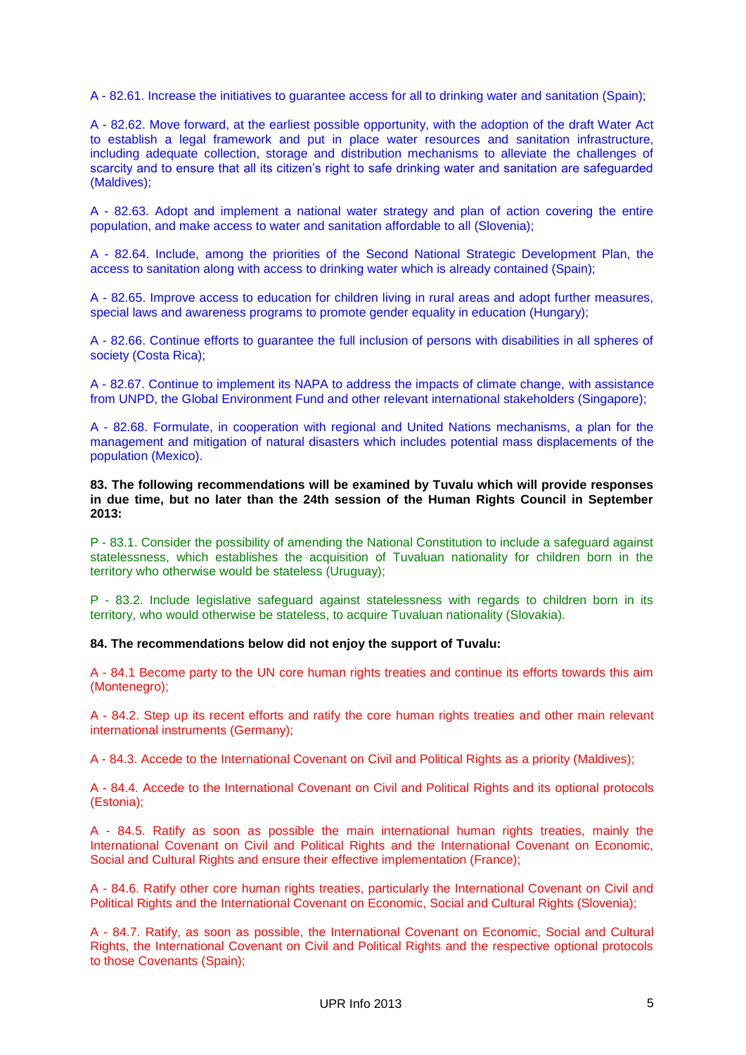A - 82.61. Increase the initiatives to guarantee access for all to drinking water and sanitation (Spain);

A - 82.62. Move forward, at the earliest possible opportunity, with the adoption of the draft Water Act to establish a legal framework and put in place water resources and sanitation infrastructure, including adequate collection, storage and distribution mechanisms to alleviate the challenges of scarcity and to ensure that all its citizen's right to safe drinking water and sanitation are safeguarded (Maldives);

A - 82.63. Adopt and implement a national water strategy and plan of action covering the entire population, and make access to water and sanitation affordable to all (Slovenia);

A - 82.64. Include, among the priorities of the Second National Strategic Development Plan, the access to sanitation along with access to drinking water which is already contained (Spain);

A - 82.65. Improve access to education for children living in rural areas and adopt further measures, special laws and awareness programs to promote gender equality in education (Hungary);

A - 82.66. Continue efforts to guarantee the full inclusion of persons with disabilities in all spheres of society (Costa Rica);

A - 82.67. Continue to implement its NAPA to address the impacts of climate change, with assistance from UNPD, the Global Environment Fund and other relevant international stakeholders (Singapore);

A - 82.68. Formulate, in cooperation with regional and United Nations mechanisms, a plan for the management and mitigation of natural disasters which includes potential mass displacements of the population (Mexico).

**83. The following recommendations will be examined by Tuvalu which will provide responses in due time, but no later than the 24th session of the Human Rights Council in September 2013:**

P - 83.1. Consider the possibility of amending the National Constitution to include a safeguard against statelessness, which establishes the acquisition of Tuvaluan nationality for children born in the territory who otherwise would be stateless (Uruguay);

P - 83.2. Include legislative safeguard against statelessness with regards to children born in its territory, who would otherwise be stateless, to acquire Tuvaluan nationality (Slovakia).

**84. The recommendations below did not enjoy the support of Tuvalu:**

A - 84.1 Become party to the UN core human rights treaties and continue its efforts towards this aim (Montenegro);

A - 84.2. Step up its recent efforts and ratify the core human rights treaties and other main relevant international instruments (Germany);

A - 84.3. Accede to the International Covenant on Civil and Political Rights as a priority (Maldives);

A - 84.4. Accede to the International Covenant on Civil and Political Rights and its optional protocols (Estonia);

A - 84.5. Ratify as soon as possible the main international human rights treaties, mainly the International Covenant on Civil and Political Rights and the International Covenant on Economic, Social and Cultural Rights and ensure their effective implementation (France);

A - 84.6. Ratify other core human rights treaties, particularly the International Covenant on Civil and Political Rights and the International Covenant on Economic, Social and Cultural Rights (Slovenia);

A - 84.7. Ratify, as soon as possible, the International Covenant on Economic, Social and Cultural Rights, the International Covenant on Civil and Political Rights and the respective optional protocols to those Covenants (Spain);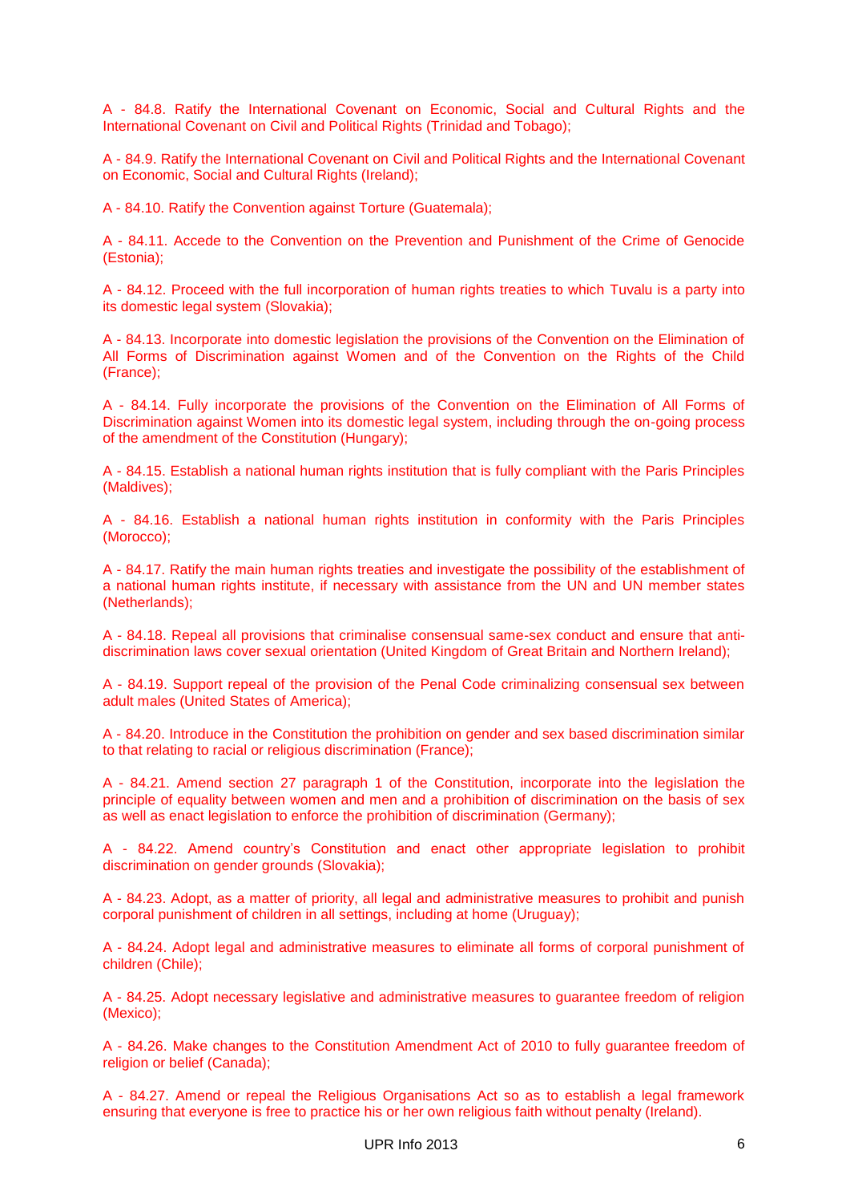A - 84.8. Ratify the International Covenant on Economic, Social and Cultural Rights and the International Covenant on Civil and Political Rights (Trinidad and Tobago);

A - 84.9. Ratify the International Covenant on Civil and Political Rights and the International Covenant on Economic, Social and Cultural Rights (Ireland);

A - 84.10. Ratify the Convention against Torture (Guatemala);

A - 84.11. Accede to the Convention on the Prevention and Punishment of the Crime of Genocide (Estonia);

A - 84.12. Proceed with the full incorporation of human rights treaties to which Tuvalu is a party into its domestic legal system (Slovakia);

A - 84.13. Incorporate into domestic legislation the provisions of the Convention on the Elimination of All Forms of Discrimination against Women and of the Convention on the Rights of the Child (France);

A - 84.14. Fully incorporate the provisions of the Convention on the Elimination of All Forms of Discrimination against Women into its domestic legal system, including through the on-going process of the amendment of the Constitution (Hungary);

A - 84.15. Establish a national human rights institution that is fully compliant with the Paris Principles (Maldives);

A - 84.16. Establish a national human rights institution in conformity with the Paris Principles (Morocco);

A - 84.17. Ratify the main human rights treaties and investigate the possibility of the establishment of a national human rights institute, if necessary with assistance from the UN and UN member states (Netherlands);

A - 84.18. Repeal all provisions that criminalise consensual same-sex conduct and ensure that anti-discrimination laws cover sexual orientation (United Kingdom of Great Britain and Northern Ireland);

A - 84.19. Support repeal of the provision of the Penal Code criminalizing consensual sex between adult males (United States of America);

A - 84.20. Introduce in the Constitution the prohibition on gender and sex based discrimination similar to that relating to racial or religious discrimination (France);

A - 84.21. Amend section 27 paragraph 1 of the Constitution, incorporate into the legislation the principle of equality between women and men and a prohibition of discrimination on the basis of sex as well as enact legislation to enforce the prohibition of discrimination (Germany);

A - 84.22. Amend country's Constitution and enact other appropriate legislation to prohibit discrimination on gender grounds (Slovakia);

A - 84.23. Adopt, as a matter of priority, all legal and administrative measures to prohibit and punish corporal punishment of children in all settings, including at home (Uruguay);

A - 84.24. Adopt legal and administrative measures to eliminate all forms of corporal punishment of children (Chile);

A - 84.25. Adopt necessary legislative and administrative measures to guarantee freedom of religion (Mexico);

A - 84.26. Make changes to the Constitution Amendment Act of 2010 to fully guarantee freedom of religion or belief (Canada);

A - 84.27. Amend or repeal the Religious Organisations Act so as to establish a legal framework ensuring that everyone is free to practice his or her own religious faith without penalty (Ireland).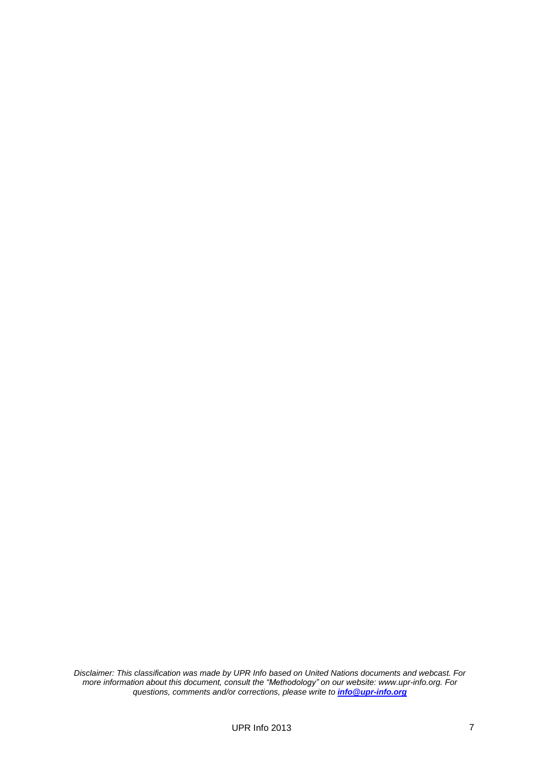*Disclaimer: This classification was made by UPR Info based on United Nations documents and webcast. For more information about this document, consult the "Methodology" on our website: www.upr-info.org. For questions, comments and/or corrections, please write to* ***info@upr-info.org***